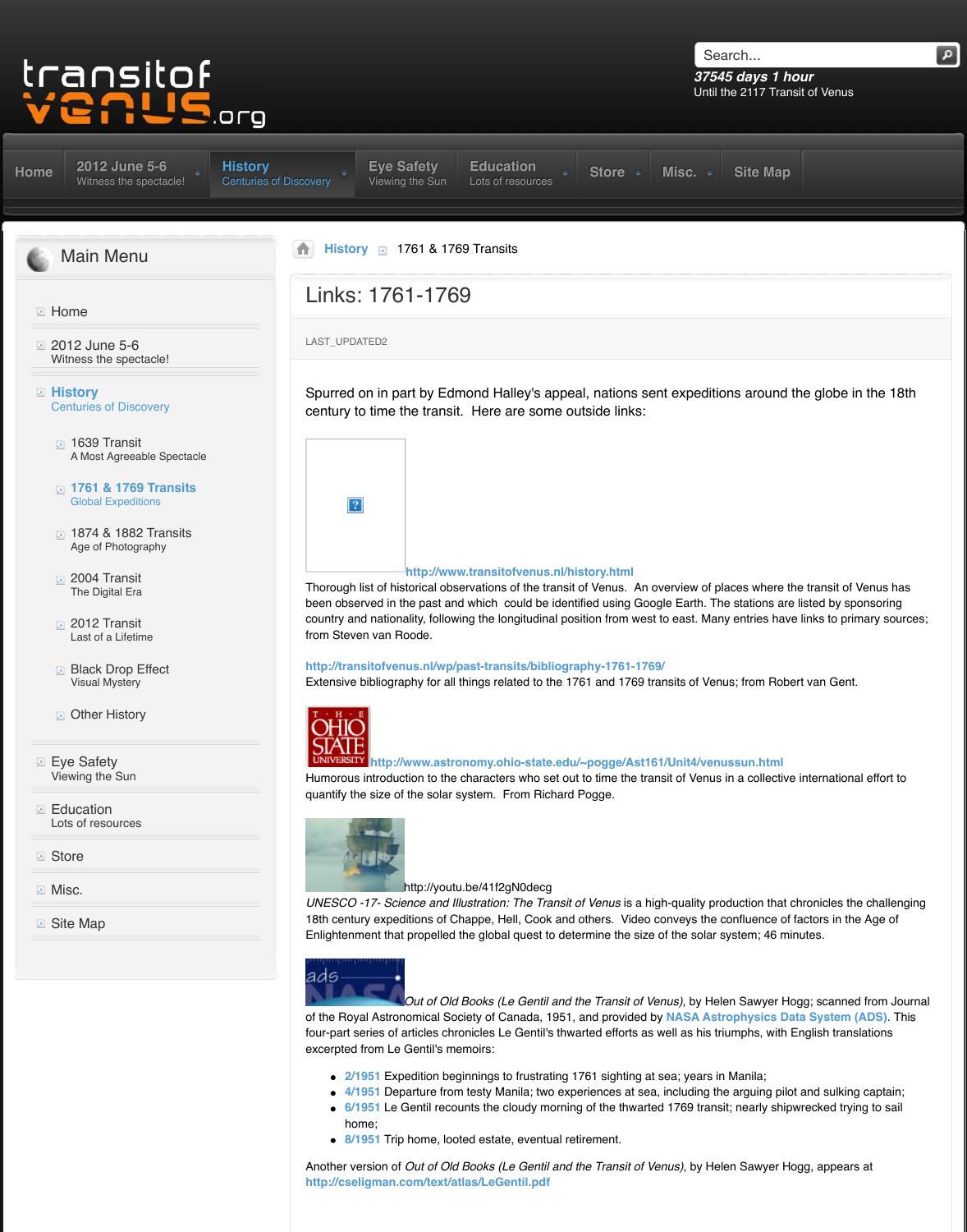transitofvenus.org

37545 days 1 hour
Until the 2117 Transit of Venus

Home | 2012 June 5-6 Witness the spectacle! | History Centuries of Discovery | Eye Safety Viewing the Sun | Education Lots of resources | Store | Misc. | Site Map

## Main Menu

- Home
- 2012 June 5-6 Witness the spectacle!
- History Centuries of Discovery
  - 1639 Transit A Most Agreeable Spectacle
  - 1761 & 1769 Transits Global Expeditions
  - 1874 & 1882 Transits Age of Photography
  - 2004 Transit The Digital Era
  - 2012 Transit Last of a Lifetime
  - Black Drop Effect Visual Mystery
  - Other History
- Eye Safety Viewing the Sun
- Education Lots of resources
- Store
- Misc.
- Site Map

History › 1761 & 1769 Transits

# Links: 1761-1769

LAST_UPDATED2

Spurred on in part by Edmond Halley's appeal, nations sent expeditions around the globe in the 18th century to time the transit. Here are some outside links:

http://www.transitofvenus.nl/history.html
Thorough list of historical observations of the transit of Venus. An overview of places where the transit of Venus has been observed in the past and which could be identified using Google Earth. The stations are listed by sponsoring country and nationality, following the longitudinal position from west to east. Many entries have links to primary sources; from Steven van Roode.

http://transitofvenus.nl/wp/past-transits/bibliography-1761-1769/
Extensive bibliography for all things related to the 1761 and 1769 transits of Venus; from Robert van Gent.

http://www.astronomy.ohio-state.edu/~pogge/Ast161/Unit4/venussun.html
Humorous introduction to the characters who set out to time the transit of Venus in a collective international effort to quantify the size of the solar system. From Richard Pogge.

http://youtu.be/41f2gN0decg
*UNESCO -17- Science and Illustration: The Transit of Venus* is a high-quality production that chronicles the challenging 18th century expeditions of Chappe, Hell, Cook and others. Video conveys the confluence of factors in the Age of Enlightenment that propelled the global quest to determine the size of the solar system; 46 minutes.

*Out of Old Books (Le Gentil and the Transit of Venus)*, by Helen Sawyer Hogg; scanned from Journal of the Royal Astronomical Society of Canada, 1951, and provided by NASA Astrophysics Data System (ADS). This four-part series of articles chronicles Le Gentil's thwarted efforts as well as his triumphs, with English translations excerpted from Le Gentil's memoirs:

- 2/1951 Expedition beginnings to frustrating 1761 sighting at sea; years in Manila;
- 4/1951 Departure from testy Manila; two experiences at sea, including the arguing pilot and sulking captain;
- 6/1951 Le Gentil recounts the cloudy morning of the thwarted 1769 transit; nearly shipwrecked trying to sail home;
- 8/1951 Trip home, looted estate, eventual retirement.

Another version of *Out of Old Books (Le Gentil and the Transit of Venus)*, by Helen Sawyer Hogg, appears at http://cseligman.com/text/atlas/LeGentil.pdf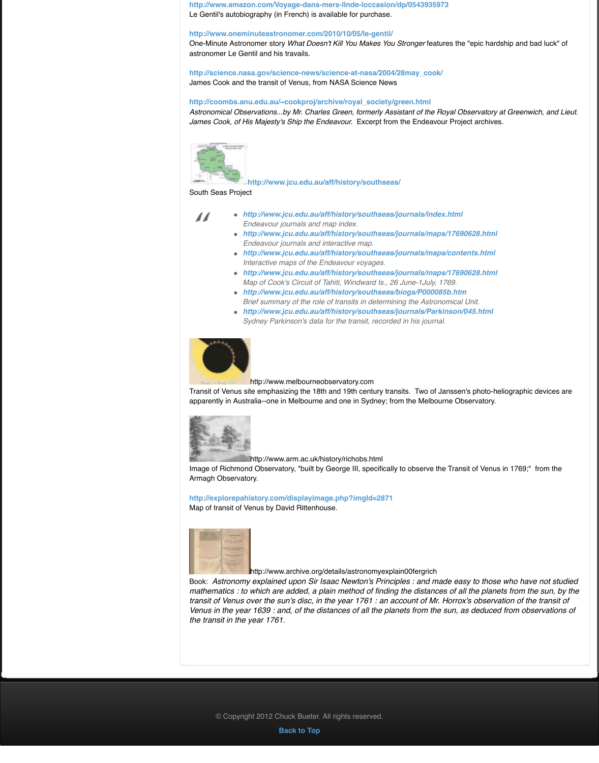http://www.amazon.com/Voyage-dans-mers-lInde-loccasion/dp/0543935973
Le Gentil's autobiography (in French) is available for purchase.

http://www.oneminuteastronomer.com/2010/10/05/le-gentil/
One-Minute Astronomer story *What Doesn't Kill You Makes You Stronger* features the "epic hardship and bad luck" of astronomer Le Gentil and his travails.

http://science.nasa.gov/science-news/science-at-nasa/2004/28may_cook/
James Cook and the transit of Venus, from NASA Science News

http://coombs.anu.edu.au/~cookproj/archive/royal_society/green.html
*Astronomical Observations...by Mr. Charles Green, formerly Assistant of the Royal Observatory at Greenwich, and Lieut. James Cook, of His Majesty's Ship the Endeavour.* Excerpt from the Endeavour Project archives.

http://www.jcu.edu.au/aff/history/southseas/
South Seas Project

> - ***http://www.jcu.edu.au/aff/history/southseas/journals/index.html***
>   *Endeavour journals and map index.*
> - ***http://www.jcu.edu.au/aff/history/southseas/journals/maps/17690628.html***
>   *Endeavour journals and interactive map.*
> - ***http://www.jcu.edu.au/aff/history/southseas/journals/maps/contents.html***
>   *Interactive maps of the Endeavour voyages.*
> - ***http://www.jcu.edu.au/aff/history/southseas/journals/maps/17690628.html***
>   *Map of Cook's Circuit of Tahiti, Windward Is., 26 June-1July, 1769.*
> - ***http://www.jcu.edu.au/aff/history/southseas/biogs/P000085b.htm***
>   *Brief summary of the role of transits in determining the Astronomical Unit.*
> - ***http://www.jcu.edu.au/aff/history/southseas/journals/Parkinson/045.html***
>   *Sydney Parkinson's data for the transit, recorded in his journal.*

http://www.melbourneobservatory.com
Transit of Venus site emphasizing the 18th and 19th century transits. Two of Janssen's photo-heliographic devices are apparently in Australia--one in Melbourne and one in Sydney; from the Melbourne Observatory.

http://www.arm.ac.uk/history/richobs.html
Image of Richmond Observatory, "built by George III, specifically to observe the Transit of Venus in 1769;" from the Armagh Observatory.

http://explorepahistory.com/displayimage.php?imgId=2871
Map of transit of Venus by David Rittenhouse.

http://www.archive.org/details/astronomyexplain00fergrich
Book: *Astronomy explained upon Sir Isaac Newton's Principles : and made easy to those who have not studied mathematics : to which are added, a plain method of finding the distances of all the planets from the sun, by the transit of Venus over the sun's disc, in the year 1761 : an account of Mr. Horrox's observation of the transit of Venus in the year 1639 : and, of the distances of all the planets from the sun, as deduced from observations of the transit in the year 1761.*

© Copyright 2012 Chuck Bueter. All rights reserved.

Back to Top